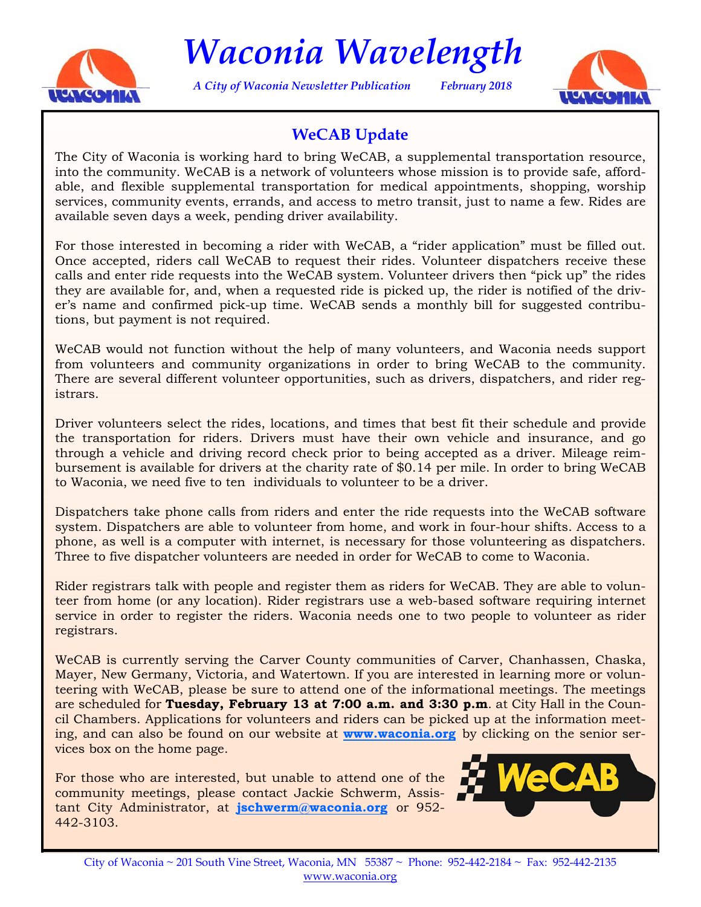# Waconia Wavelength

*A City of Waconia Newsletter Publication* *February 2018*

## WeCAB Update

The City of Waconia is working hard to bring WeCAB, a supplemental transportation resource, into the community. WeCAB is a network of volunteers whose mission is to provide safe, affordable, and flexible supplemental transportation for medical appointments, shopping, worship services, community events, errands, and access to metro transit, just to name a few. Rides are available seven days a week, pending driver availability.

For those interested in becoming a rider with WeCAB, a "rider application" must be filled out. Once accepted, riders call WeCAB to request their rides. Volunteer dispatchers receive these calls and enter ride requests into the WeCAB system. Volunteer drivers then "pick up" the rides they are available for, and, when a requested ride is picked up, the rider is notified of the driver's name and confirmed pick-up time. WeCAB sends a monthly bill for suggested contributions, but payment is not required.

WeCAB would not function without the help of many volunteers, and Waconia needs support from volunteers and community organizations in order to bring WeCAB to the community. There are several different volunteer opportunities, such as drivers, dispatchers, and rider registrars.

Driver volunteers select the rides, locations, and times that best fit their schedule and provide the transportation for riders. Drivers must have their own vehicle and insurance, and go through a vehicle and driving record check prior to being accepted as a driver. Mileage reimbursement is available for drivers at the charity rate of $0.14 per mile. In order to bring WeCAB to Waconia, we need five to ten individuals to volunteer to be a driver.

Dispatchers take phone calls from riders and enter the ride requests into the WeCAB software system. Dispatchers are able to volunteer from home, and work in four-hour shifts. Access to a phone, as well is a computer with internet, is necessary for those volunteering as dispatchers. Three to five dispatcher volunteers are needed in order for WeCAB to come to Waconia.

Rider registrars talk with people and register them as riders for WeCAB. They are able to volunteer from home (or any location). Rider registrars use a web-based software requiring internet service in order to register the riders. Waconia needs one to two people to volunteer as rider registrars.

WeCAB is currently serving the Carver County communities of Carver, Chanhassen, Chaska, Mayer, New Germany, Victoria, and Watertown. If you are interested in learning more or volunteering with WeCAB, please be sure to attend one of the informational meetings. The meetings are scheduled for **Tuesday, February 13 at 7:00 a.m. and 3:30 p.m**. at City Hall in the Council Chambers. Applications for volunteers and riders can be picked up at the information meeting, and can also be found on our website at **www.waconia.org** by clicking on the senior services box on the home page.

For those who are interested, but unable to attend one of the community meetings, please contact Jackie Schwerm, Assistant City Administrator, at **jschwerm@waconia.org** or 952-442-3103.

City of Waconia ~ 201 South Vine Street, Waconia, MN 55387 ~ Phone: 952-442-2184 ~ Fax: 952-442-2135
www.waconia.org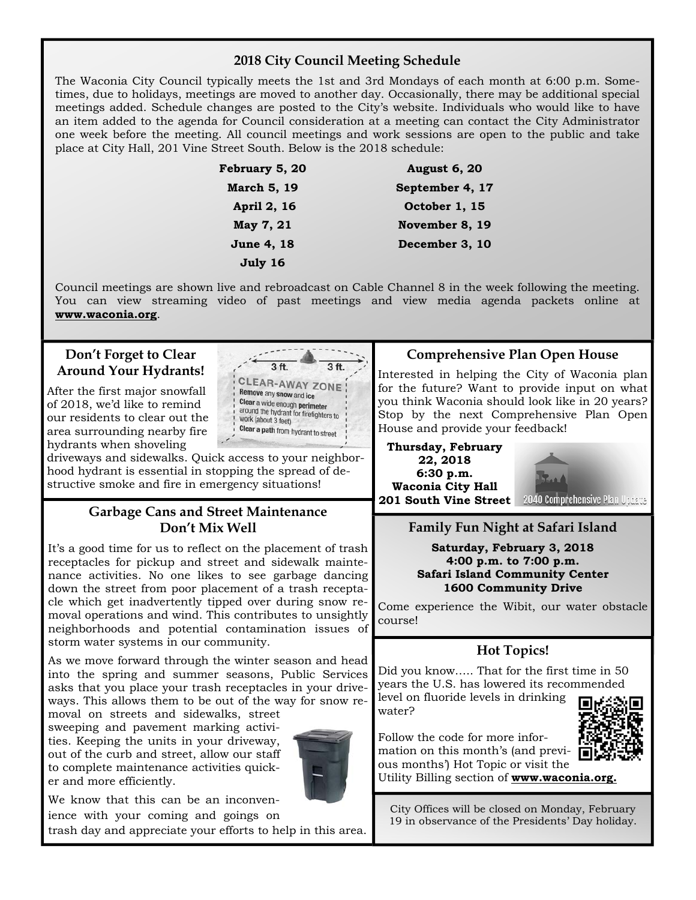## 2018 City Council Meeting Schedule

The Waconia City Council typically meets the 1st and 3rd Mondays of each month at 6:00 p.m. Sometimes, due to holidays, meetings are moved to another day. Occasionally, there may be additional special meetings added. Schedule changes are posted to the City's website. Individuals who would like to have an item added to the agenda for Council consideration at a meeting can contact the City Administrator one week before the meeting. All council meetings and work sessions are open to the public and take place at City Hall, 201 Vine Street South. Below is the 2018 schedule:

| | |
|---|---|
| **February 5, 20** | **August 6, 20** |
| **March 5, 19** | **September 4, 17** |
| **April 2, 16** | **October 1, 15** |
| **May 7, 21** | **November 8, 19** |
| **June 4, 18** | **December 3, 10** |
| **July 16** | |

Council meetings are shown live and rebroadcast on Cable Channel 8 in the week following the meeting. You can view streaming video of past meetings and view media agenda packets online at **www.waconia.org**.

## Don't Forget to Clear Around Your Hydrants!

After the first major snowfall of 2018, we'd like to remind our residents to clear out the area surrounding nearby fire hydrants when shoveling driveways and sidewalks. Quick access to your neighborhood hydrant is essential in stopping the spread of destructive smoke and fire in emergency situations!

3 ft. 3 ft.

CLEAR-AWAY ZONE
Remove any snow and ice
Clear a wide enough perimeter around the hydrant for firefighters to work (about 3 feet)
Clear a path from hydrant to street

## Garbage Cans and Street Maintenance Don't Mix Well

It's a good time for us to reflect on the placement of trash receptacles for pickup and street and sidewalk maintenance activities. No one likes to see garbage dancing down the street from poor placement of a trash receptacle which get inadvertently tipped over during snow removal operations and wind. This contributes to unsightly neighborhoods and potential contamination issues of storm water systems in our community.

As we move forward through the winter season and head into the spring and summer seasons, Public Services asks that you place your trash receptacles in your driveways. This allows them to be out of the way for snow removal on streets and sidewalks, street sweeping and pavement marking activities. Keeping the units in your driveway, out of the curb and street, allow our staff to complete maintenance activities quicker and more efficiently.

We know that this can be an inconvenience with your coming and goings on trash day and appreciate your efforts to help in this area.

## Comprehensive Plan Open House

Interested in helping the City of Waconia plan for the future? Want to provide input on what you think Waconia should look like in 20 years? Stop by the next Comprehensive Plan Open House and provide your feedback!

**Thursday, February 22, 2018**
**6:30 p.m.**
**Waconia City Hall**
**201 South Vine Street**

2040 Comprehensive Plan Update

## Family Fun Night at Safari Island

**Saturday, February 3, 2018**
**4:00 p.m. to 7:00 p.m.**
**Safari Island Community Center**
**1600 Community Drive**

Come experience the Wibit, our water obstacle course!

## Hot Topics!

Did you know….. That for the first time in 50 years the U.S. has lowered its recommended level on fluoride levels in drinking water?

Follow the code for more information on this month's (and previous months') Hot Topic or visit the Utility Billing section of **www.waconia.org.**

City Offices will be closed on Monday, February 19 in observance of the Presidents' Day holiday.